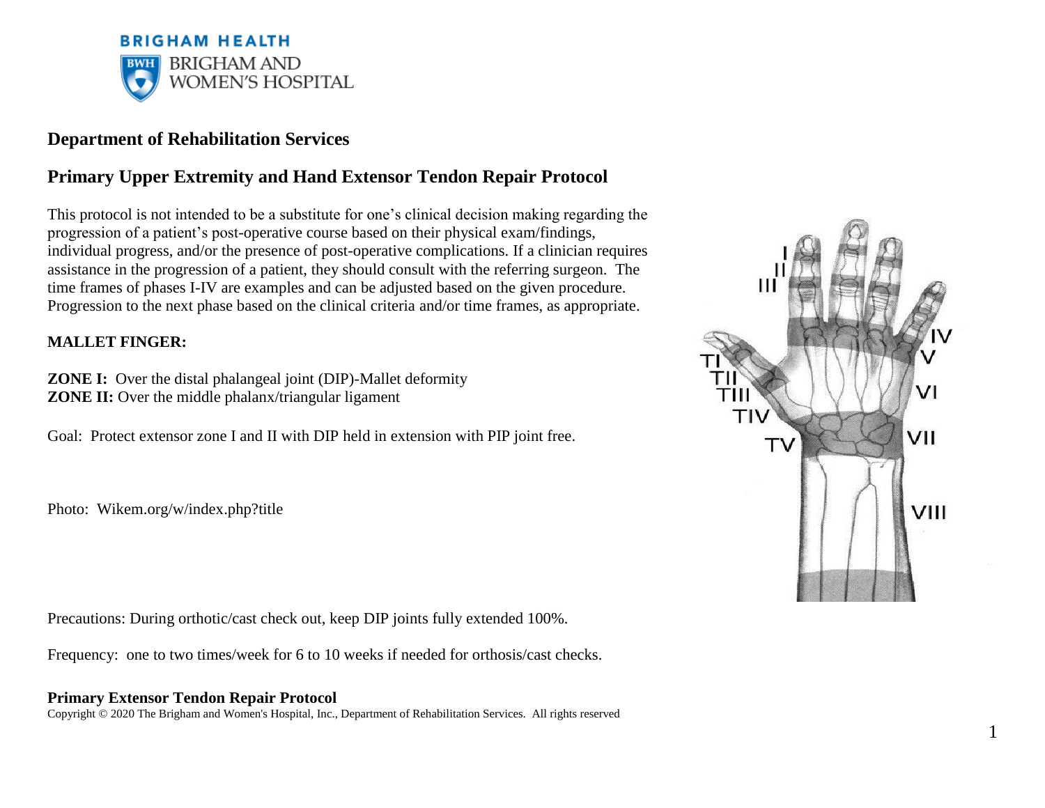**BRIGHAM HEALTH**

BRIGHAM AND WOMEN'S HOSPITAL

## Department of Rehabilitation Services

## Primary Upper Extremity and Hand Extensor Tendon Repair Protocol

This protocol is not intended to be a substitute for one's clinical decision making regarding the progression of a patient's post-operative course based on their physical exam/findings, individual progress, and/or the presence of post-operative complications. If a clinician requires assistance in the progression of a patient, they should consult with the referring surgeon. The time frames of phases I-IV are examples and can be adjusted based on the given procedure. Progression to the next phase based on the clinical criteria and/or time frames, as appropriate.

### MALLET FINGER:

**ZONE I:** Over the distal phalangeal joint (DIP)-Mallet deformity
**ZONE II:** Over the middle phalanx/triangular ligament

Goal: Protect extensor zone I and II with DIP held in extension with PIP joint free.

Photo: Wikem.org/w/index.php?title

Precautions: During orthotic/cast check out, keep DIP joints fully extended 100%.

Frequency: one to two times/week for 6 to 10 weeks if needed for orthosis/cast checks.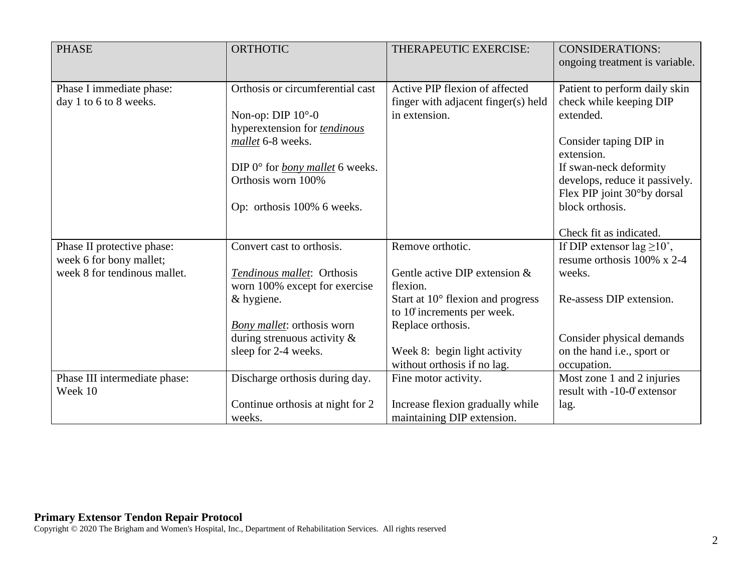| PHASE | ORTHOTIC | THERAPEUTIC EXERCISE: | CONSIDERATIONS: ongoing treatment is variable. |
|---|---|---|---|
| Phase I immediate phase: day 1 to 6 to 8 weeks. | Orthosis or circumferential cast<br><br>Non-op: DIP 10°-0 hyperextension for ***tendinous mallet*** 6-8 weeks.<br><br>DIP 0° for ***bony mallet*** 6 weeks. Orthosis worn 100%<br><br>Op: orthosis 100% 6 weeks. | Active PIP flexion of affected finger with adjacent finger(s) held in extension. | Patient to perform daily skin check while keeping DIP extended.<br><br>Consider taping DIP in extension.<br>If swan-neck deformity develops, reduce it passively. Flex PIP joint 30°by dorsal block orthosis.<br><br>Check fit as indicated. |
| Phase II protective phase: week 6 for bony mallet; week 8 for tendinous mallet. | Convert cast to orthosis.<br><br>*Tendinous mallet*: Orthosis worn 100% except for exercise & hygiene.<br><br>*Bony mallet*: orthosis worn during strenuous activity & sleep for 2-4 weeks. | Remove orthotic.<br><br>Gentle active DIP extension & flexion.<br>Start at 10° flexion and progress to 10° increments per week.<br>Replace orthosis.<br><br>Week 8: begin light activity without orthosis if no lag. | If DIP extensor lag ≥10˚, resume orthosis 100% x 2-4 weeks.<br><br>Re-assess DIP extension.<br><br>Consider physical demands on the hand i.e., sport or occupation. |
| Phase III intermediate phase: Week 10 | Discharge orthosis during day.<br><br>Continue orthosis at night for 2 weeks. | Fine motor activity.<br><br>Increase flexion gradually while maintaining DIP extension. | Most zone 1 and 2 injuries result with -10-0° extensor lag. |

**Primary Extensor Tendon Repair Protocol**
Copyright © 2020 The Brigham and Women's Hospital, Inc., Department of Rehabilitation Services. All rights reserved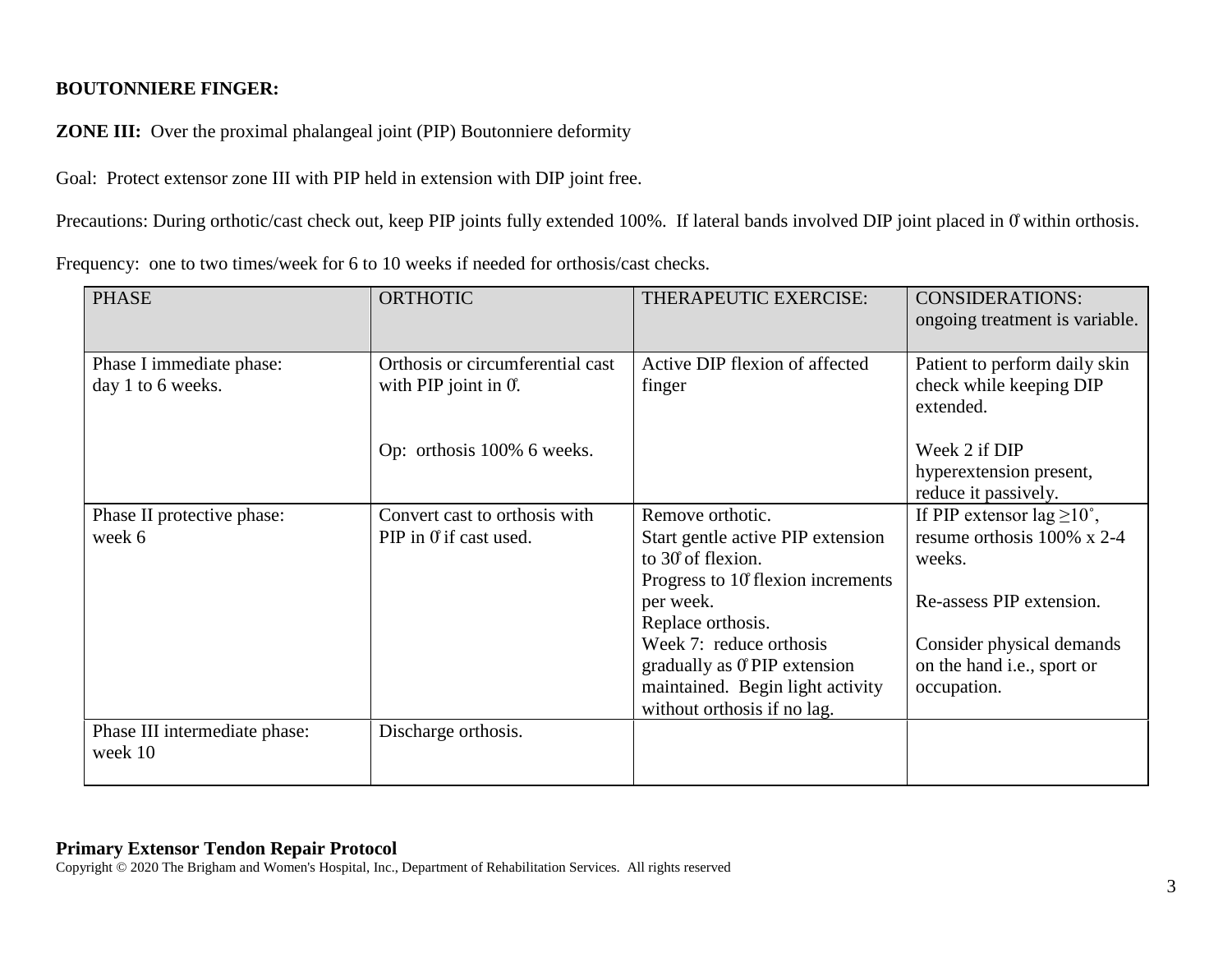**BOUTONNIERE FINGER:**

**ZONE III:** Over the proximal phalangeal joint (PIP) Boutonniere deformity

Goal: Protect extensor zone III with PIP held in extension with DIP joint free.

Precautions: During orthotic/cast check out, keep PIP joints fully extended 100%. If lateral bands involved DIP joint placed in 0° within orthosis.

Frequency: one to two times/week for 6 to 10 weeks if needed for orthosis/cast checks.

| PHASE | ORTHOTIC | THERAPEUTIC EXERCISE: | CONSIDERATIONS: ongoing treatment is variable. |
|---|---|---|---|
| Phase I immediate phase: day 1 to 6 weeks. | Orthosis or circumferential cast with PIP joint in 0°.<br><br>Op: orthosis 100% 6 weeks. | Active DIP flexion of affected finger | Patient to perform daily skin check while keeping DIP extended.<br><br>Week 2 if DIP hyperextension present, reduce it passively. |
| Phase II protective phase: week 6 | Convert cast to orthosis with PIP in 0° if cast used. | Remove orthotic.<br>Start gentle active PIP extension to 30° of flexion.<br>Progress to 10° flexion increments per week.<br>Replace orthosis.<br>Week 7: reduce orthosis gradually as 0° PIP extension maintained. Begin light activity without orthosis if no lag. | If PIP extensor lag ≥10˚, resume orthosis 100% x 2-4 weeks.<br><br>Re-assess PIP extension.<br><br>Consider physical demands on the hand i.e., sport or occupation. |
| Phase III intermediate phase: week 10 | Discharge orthosis. | | |

**Primary Extensor Tendon Repair Protocol**
Copyright © 2020 The Brigham and Women's Hospital, Inc., Department of Rehabilitation Services. All rights reserved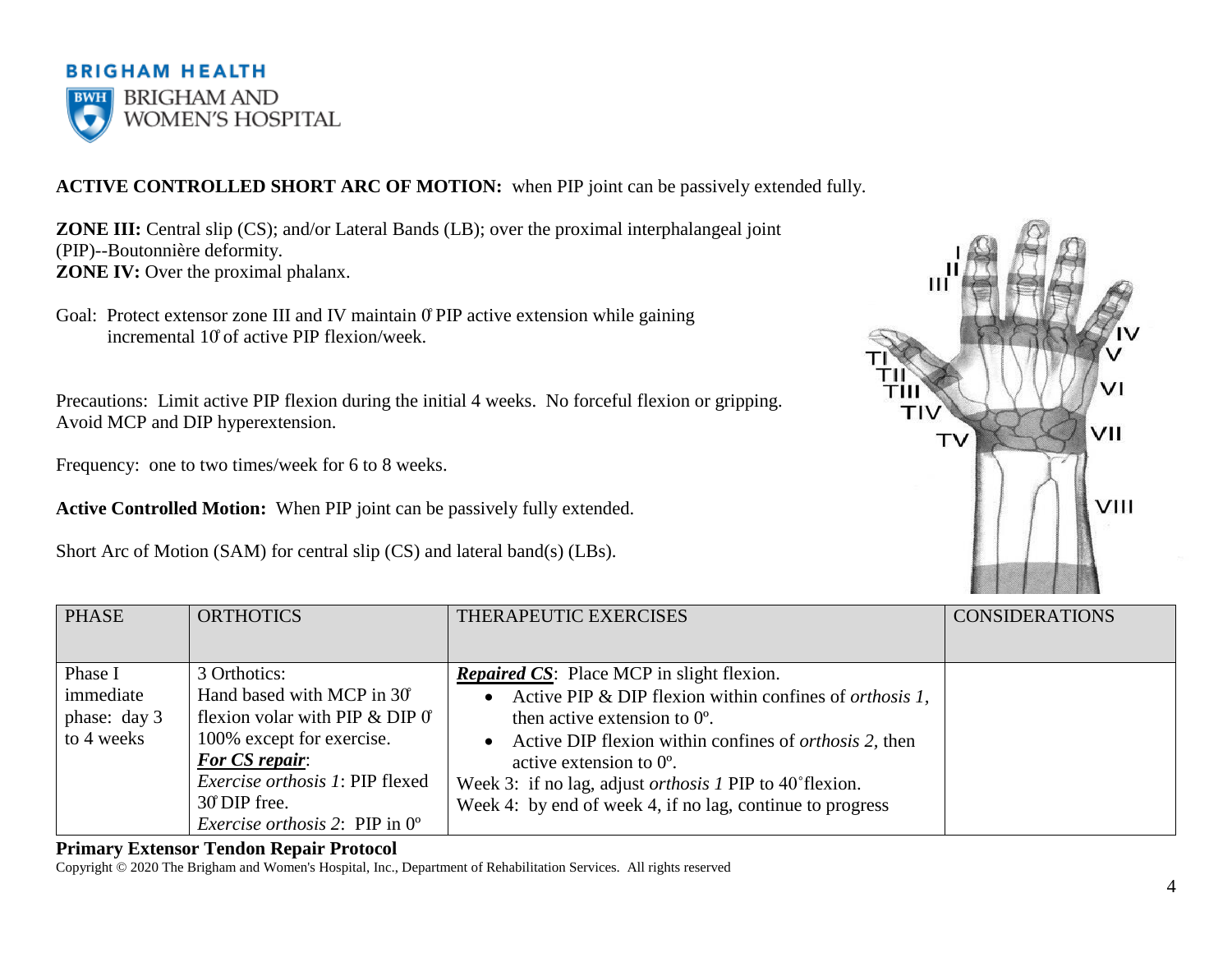**ACTIVE CONTROLLED SHORT ARC OF MOTION:** when PIP joint can be passively extended fully.

**ZONE III:** Central slip (CS); and/or Lateral Bands (LB); over the proximal interphalangeal joint (PIP)--Boutonnière deformity.
**ZONE IV:** Over the proximal phalanx.

Goal: Protect extensor zone III and IV maintain 0º PIP active extension while gaining incremental 10º of active PIP flexion/week.

Precautions: Limit active PIP flexion during the initial 4 weeks. No forceful flexion or gripping. Avoid MCP and DIP hyperextension.

Frequency: one to two times/week for 6 to 8 weeks.

**Active Controlled Motion:** When PIP joint can be passively fully extended.

Short Arc of Motion (SAM) for central slip (CS) and lateral band(s) (LBs).

| PHASE | ORTHOTICS | THERAPEUTIC EXERCISES | CONSIDERATIONS |
|---|---|---|---|
| Phase I immediate phase: day 3 to 4 weeks | 3 Orthotics: Hand based with MCP in 30º flexion volar with PIP & DIP 0º 100% except for exercise. ***For CS repair***: *Exercise orthosis 1*: PIP flexed 30º DIP free. *Exercise orthosis 2*: PIP in 0º | ***Repaired CS***: Place MCP in slight flexion. <br>• Active PIP & DIP flexion within confines of *orthosis 1*, then active extension to 0º. <br>• Active DIP flexion within confines of *orthosis 2*, then active extension to 0º. <br>Week 3: if no lag, adjust *orthosis 1* PIP to 40˚flexion. <br>Week 4: by end of week 4, if no lag, continue to progress | |

**Primary Extensor Tendon Repair Protocol**
Copyright © 2020 The Brigham and Women's Hospital, Inc., Department of Rehabilitation Services. All rights reserved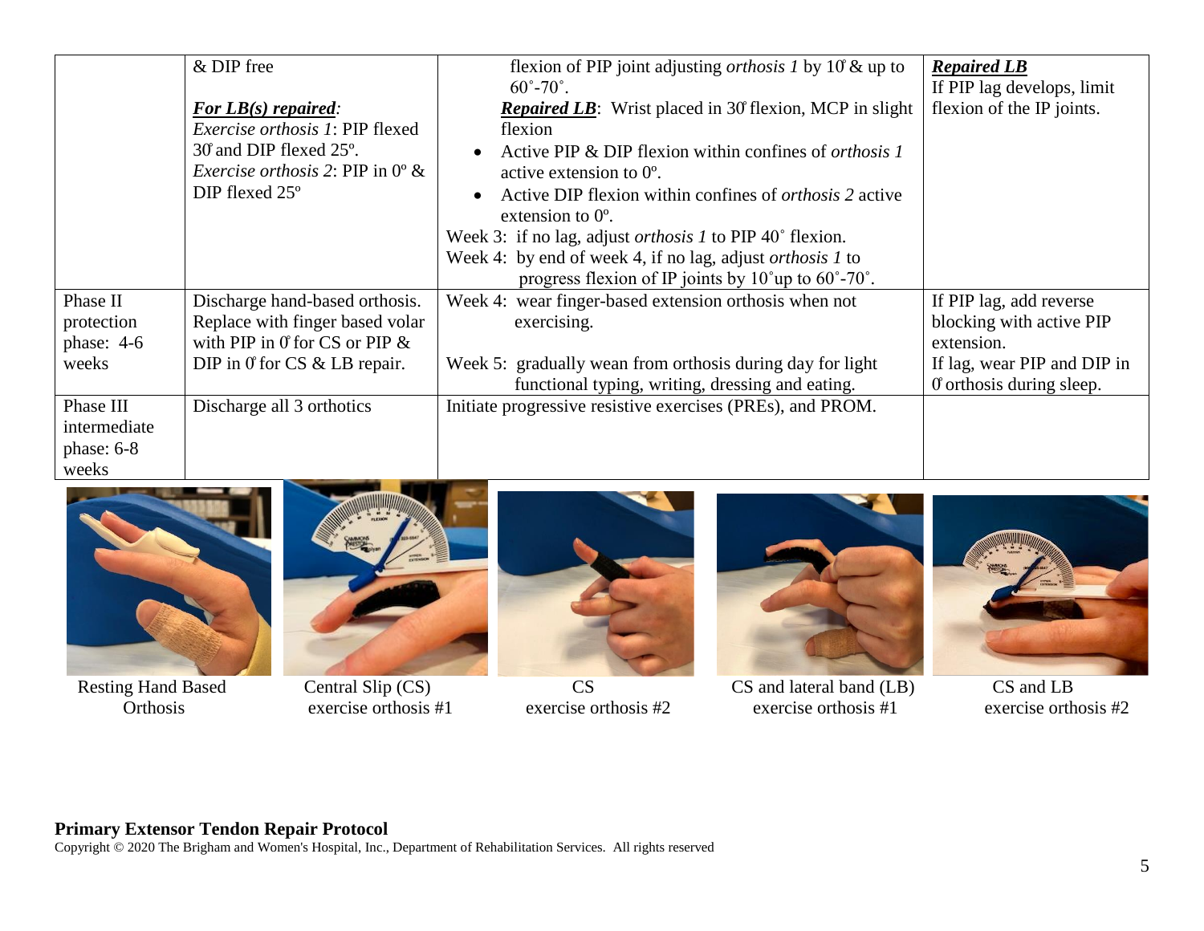| | & DIP free<br><br>***For LB(s) repaired:***<br>*Exercise orthosis 1*: PIP flexed 30̊ and DIP flexed 25º.<br>*Exercise orthosis 2*: PIP in 0º & DIP flexed 25º | flexion of PIP joint adjusting *orthosis 1* by 10̊ & up to 60˚-70˚.<br>***Repaired LB***: Wrist placed in 30̊ flexion, MCP in slight flexion<br>• Active PIP & DIP flexion within confines of *orthosis 1* active extension to 0º.<br>• Active DIP flexion within confines of *orthosis 2* active extension to 0º.<br>Week 3: if no lag, adjust *orthosis 1* to PIP 40˚ flexion.<br>Week 4: by end of week 4, if no lag, adjust *orthosis 1* to progress flexion of IP joints by 10˚up to 60˚-70˚. | ***Repaired LB***<br>If PIP lag develops, limit flexion of the IP joints. |
|---|---|---|---|
| Phase II protection phase: 4-6 weeks | Discharge hand-based orthosis. Replace with finger based volar with PIP in 0̊ for CS or PIP & DIP in 0̊ for CS & LB repair. | Week 4: wear finger-based extension orthosis when not exercising.<br><br>Week 5: gradually wean from orthosis during day for light functional typing, writing, dressing and eating. | If PIP lag, add reverse blocking with active PIP extension.<br>If lag, wear PIP and DIP in 0̊ orthosis during sleep. |
| Phase III intermediate phase: 6-8 weeks | Discharge all 3 orthotics | Initiate progressive resistive exercises (PREs), and PROM. | |

Resting Hand Based Orthosis

Central Slip (CS) exercise orthosis #1

CS exercise orthosis #2

CS and lateral band (LB) exercise orthosis #1

CS and LB exercise orthosis #2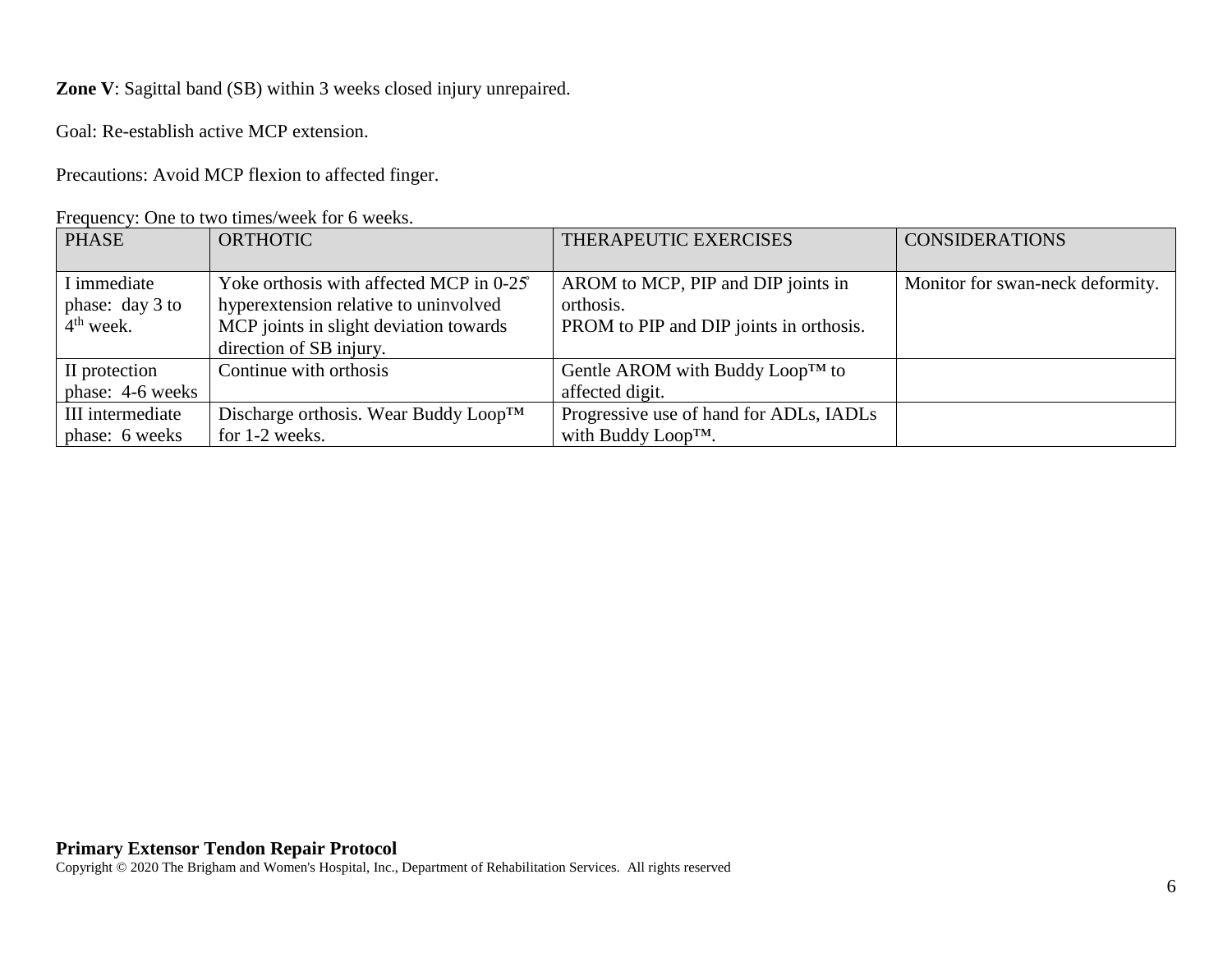**Zone V**: Sagittal band (SB) within 3 weeks closed injury unrepaired.

Goal: Re-establish active MCP extension.

Precautions: Avoid MCP flexion to affected finger.

Frequency: One to two times/week for 6 weeks.

| PHASE | ORTHOTIC | THERAPEUTIC EXERCISES | CONSIDERATIONS |
|---|---|---|---|
| I immediate phase: day 3 to 4th week. | Yoke orthosis with affected MCP in 0-25̊ hyperextension relative to uninvolved MCP joints in slight deviation towards direction of SB injury. | AROM to MCP, PIP and DIP joints in orthosis.<br>PROM to PIP and DIP joints in orthosis. | Monitor for swan-neck deformity. |
| II protection phase: 4-6 weeks | Continue with orthosis | Gentle AROM with Buddy Loop™ to affected digit. | |
| III intermediate phase: 6 weeks | Discharge orthosis. Wear Buddy Loop™ for 1-2 weeks. | Progressive use of hand for ADLs, IADLs with Buddy Loop™. | |

**Primary Extensor Tendon Repair Protocol**
Copyright © 2020 The Brigham and Women's Hospital, Inc., Department of Rehabilitation Services. All rights reserved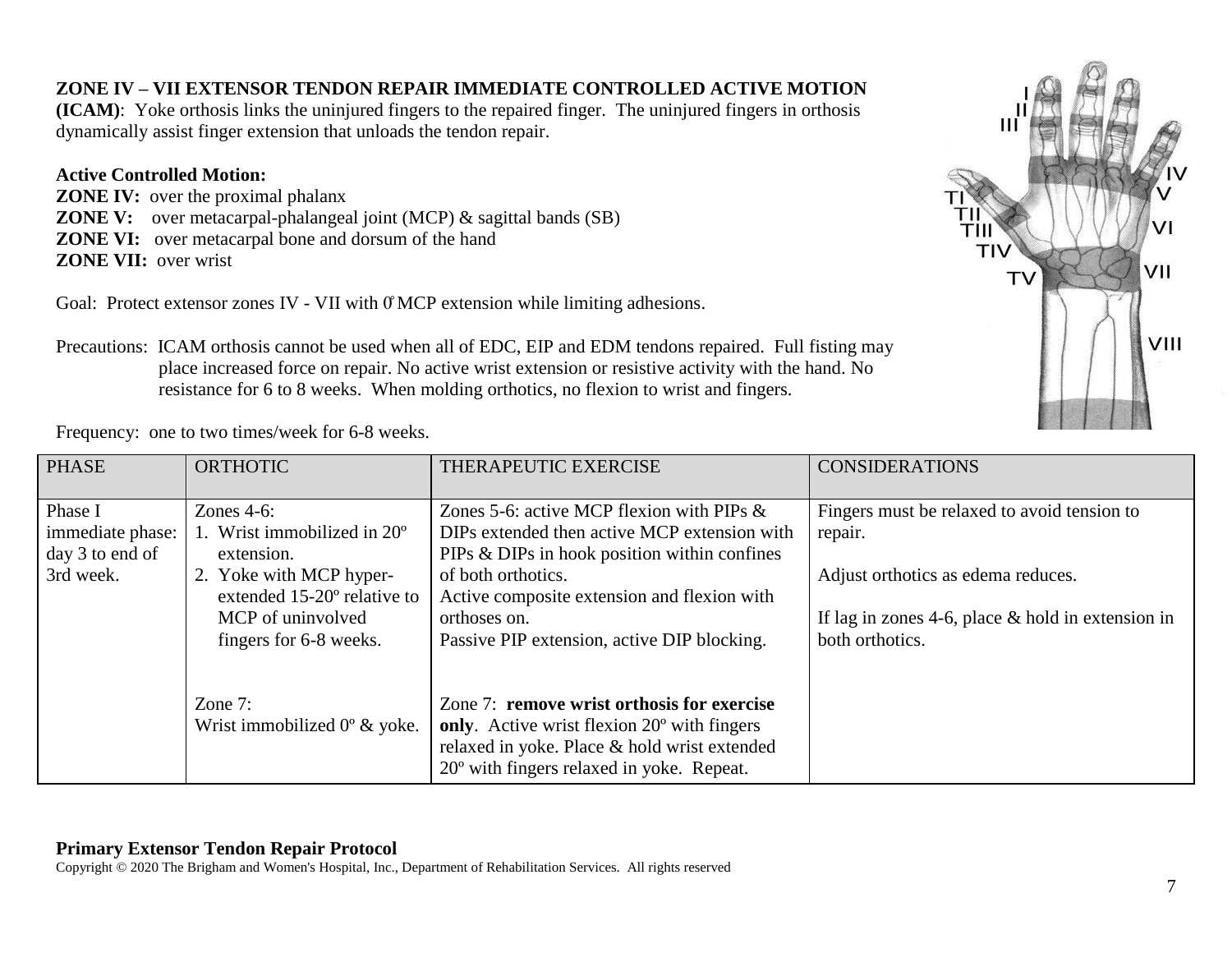**ZONE IV – VII EXTENSOR TENDON REPAIR IMMEDIATE CONTROLLED ACTIVE MOTION (ICAM)**: Yoke orthosis links the uninjured fingers to the repaired finger. The uninjured fingers in orthosis dynamically assist finger extension that unloads the tendon repair.

**Active Controlled Motion:**
**ZONE IV:** over the proximal phalanx
**ZONE V:** over metacarpal-phalangeal joint (MCP) & sagittal bands (SB)
**ZONE VI:** over metacarpal bone and dorsum of the hand
**ZONE VII:** over wrist

Goal: Protect extensor zones IV - VII with 0º MCP extension while limiting adhesions.

Precautions: ICAM orthosis cannot be used when all of EDC, EIP and EDM tendons repaired. Full fisting may place increased force on repair. No active wrist extension or resistive activity with the hand. No resistance for 6 to 8 weeks. When molding orthotics, no flexion to wrist and fingers.

Frequency: one to two times/week for 6-8 weeks.

| PHASE | ORTHOTIC | THERAPEUTIC EXERCISE | CONSIDERATIONS |
|---|---|---|---|
| Phase I immediate phase: day 3 to end of 3rd week. | Zones 4-6:<br>1. Wrist immobilized in 20º extension.<br>2. Yoke with MCP hyper-extended 15-20º relative to MCP of uninvolved fingers for 6-8 weeks.<br><br>Zone 7:<br>Wrist immobilized 0º & yoke. | Zones 5-6: active MCP flexion with PIPs & DIPs extended then active MCP extension with PIPs & DIPs in hook position within confines of both orthotics.<br>Active composite extension and flexion with orthoses on.<br>Passive PIP extension, active DIP blocking.<br><br>Zone 7: **remove wrist orthosis for exercise only**. Active wrist flexion 20º with fingers relaxed in yoke. Place & hold wrist extended 20º with fingers relaxed in yoke. Repeat. | Fingers must be relaxed to avoid tension to repair.<br><br>Adjust orthotics as edema reduces.<br><br>If lag in zones 4-6, place & hold in extension in both orthotics. |

**Primary Extensor Tendon Repair Protocol**
Copyright © 2020 The Brigham and Women's Hospital, Inc., Department of Rehabilitation Services. All rights reserved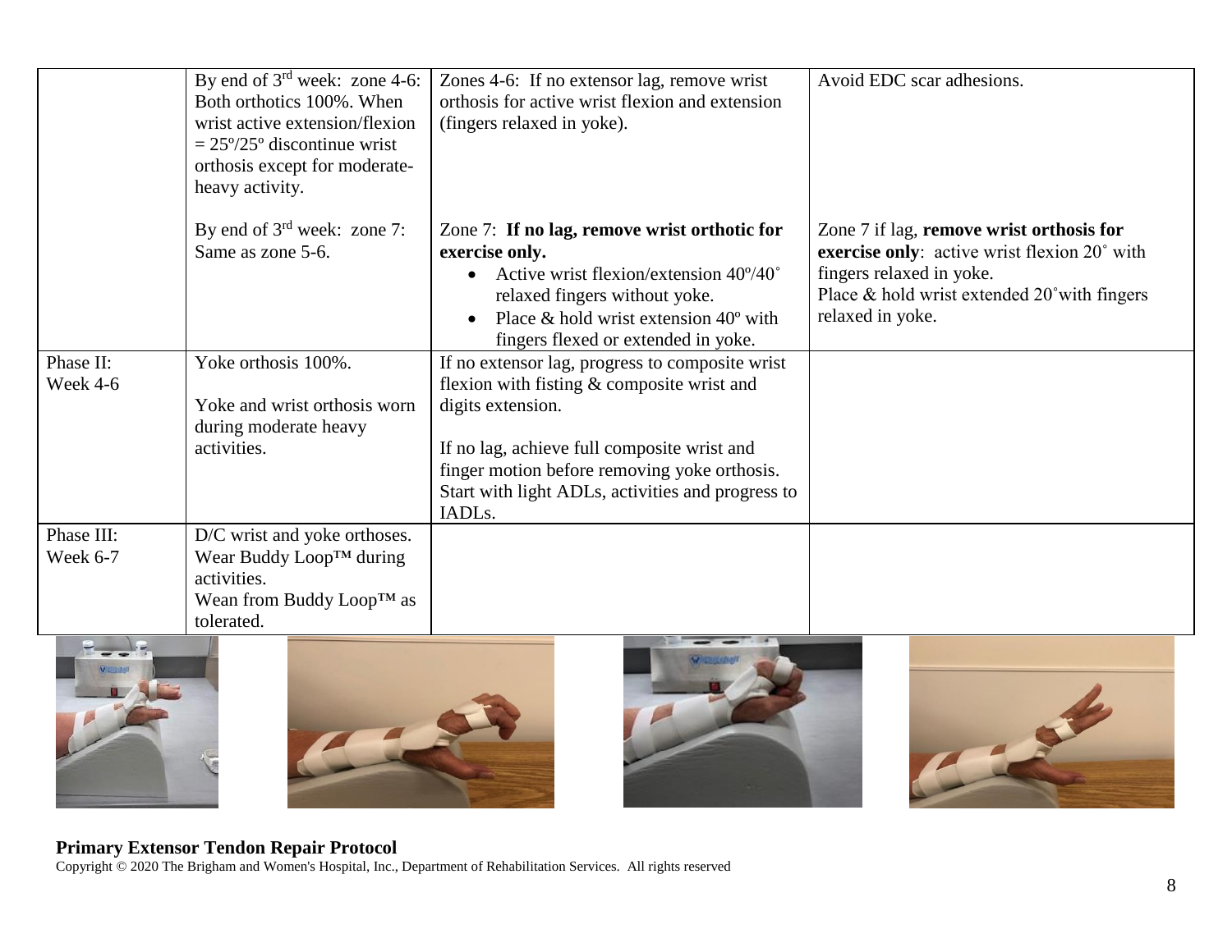| | | | |
|---|---|---|---|
| | By end of 3rd week: zone 4-6: Both orthotics 100%. When wrist active extension/flexion = 25º/25º discontinue wrist orthosis except for moderate-heavy activity.<br><br>By end of 3rd week: zone 7: Same as zone 5-6. | Zones 4-6: If no extensor lag, remove wrist orthosis for active wrist flexion and extension (fingers relaxed in yoke).<br><br>Zone 7: **If no lag, remove wrist orthotic for exercise only.**<br>• Active wrist flexion/extension 40º/40˚ relaxed fingers without yoke.<br>• Place & hold wrist extension 40º with fingers flexed or extended in yoke. | Avoid EDC scar adhesions.<br><br>Zone 7 if lag, **remove wrist orthosis for exercise only**: active wrist flexion 20˚ with fingers relaxed in yoke.<br>Place & hold wrist extended 20˚with fingers relaxed in yoke. |
| Phase II:<br>Week 4-6 | Yoke orthosis 100%.<br><br>Yoke and wrist orthosis worn during moderate heavy activities. | If no extensor lag, progress to composite wrist flexion with fisting & composite wrist and digits extension.<br><br>If no lag, achieve full composite wrist and finger motion before removing yoke orthosis. Start with light ADLs, activities and progress to IADLs. | |
| Phase III:<br>Week 6-7 | D/C wrist and yoke orthoses.<br>Wear Buddy Loop™ during activities.<br>Wean from Buddy Loop™ as tolerated. | | |

**Primary Extensor Tendon Repair Protocol**
Copyright © 2020 The Brigham and Women's Hospital, Inc., Department of Rehabilitation Services. All rights reserved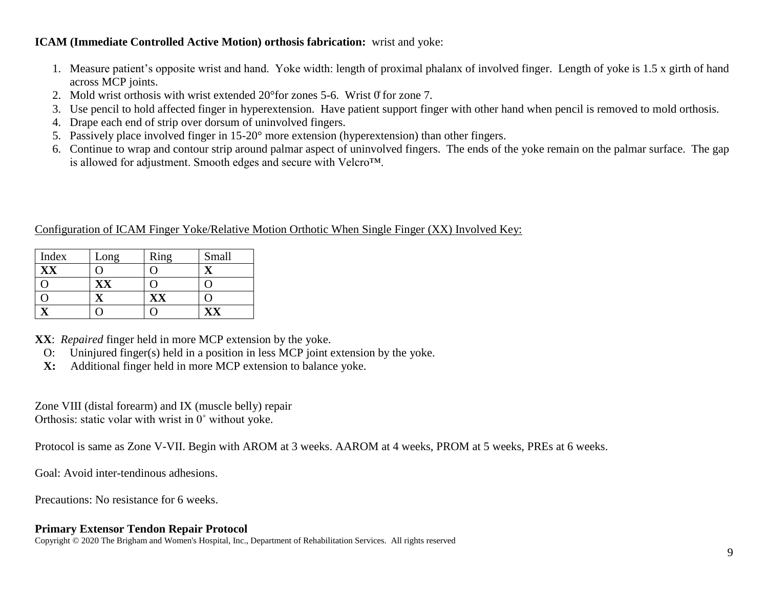**ICAM (Immediate Controlled Active Motion) orthosis fabrication:** wrist and yoke:

1. Measure patient's opposite wrist and hand. Yoke width: length of proximal phalanx of involved finger. Length of yoke is 1.5 x girth of hand across MCP joints.
2. Mold wrist orthosis with wrist extended 20°for zones 5-6. Wrist 0° for zone 7.
3. Use pencil to hold affected finger in hyperextension. Have patient support finger with other hand when pencil is removed to mold orthosis.
4. Drape each end of strip over dorsum of uninvolved fingers.
5. Passively place involved finger in 15-20° more extension (hyperextension) than other fingers.
6. Continue to wrap and contour strip around palmar aspect of uninvolved fingers. The ends of the yoke remain on the palmar surface. The gap is allowed for adjustment. Smooth edges and secure with Velcro™.

Configuration of ICAM Finger Yoke/Relative Motion Orthotic When Single Finger (XX) Involved Key:

| Index | Long | Ring | Small |
|---|---|---|---|
| **XX** | O | O | **X** |
| O | **XX** | O | O |
| O | **X** | **XX** | O |
| **X** | O | O | **XX** |

**XX**: *Repaired* finger held in more MCP extension by the yoke.
O: Uninjured finger(s) held in a position in less MCP joint extension by the yoke.
**X:** Additional finger held in more MCP extension to balance yoke.

Zone VIII (distal forearm) and IX (muscle belly) repair
Orthosis: static volar with wrist in 0˚ without yoke.

Protocol is same as Zone V-VII. Begin with AROM at 3 weeks. AAROM at 4 weeks, PROM at 5 weeks, PREs at 6 weeks.

Goal: Avoid inter-tendinous adhesions.

Precautions: No resistance for 6 weeks.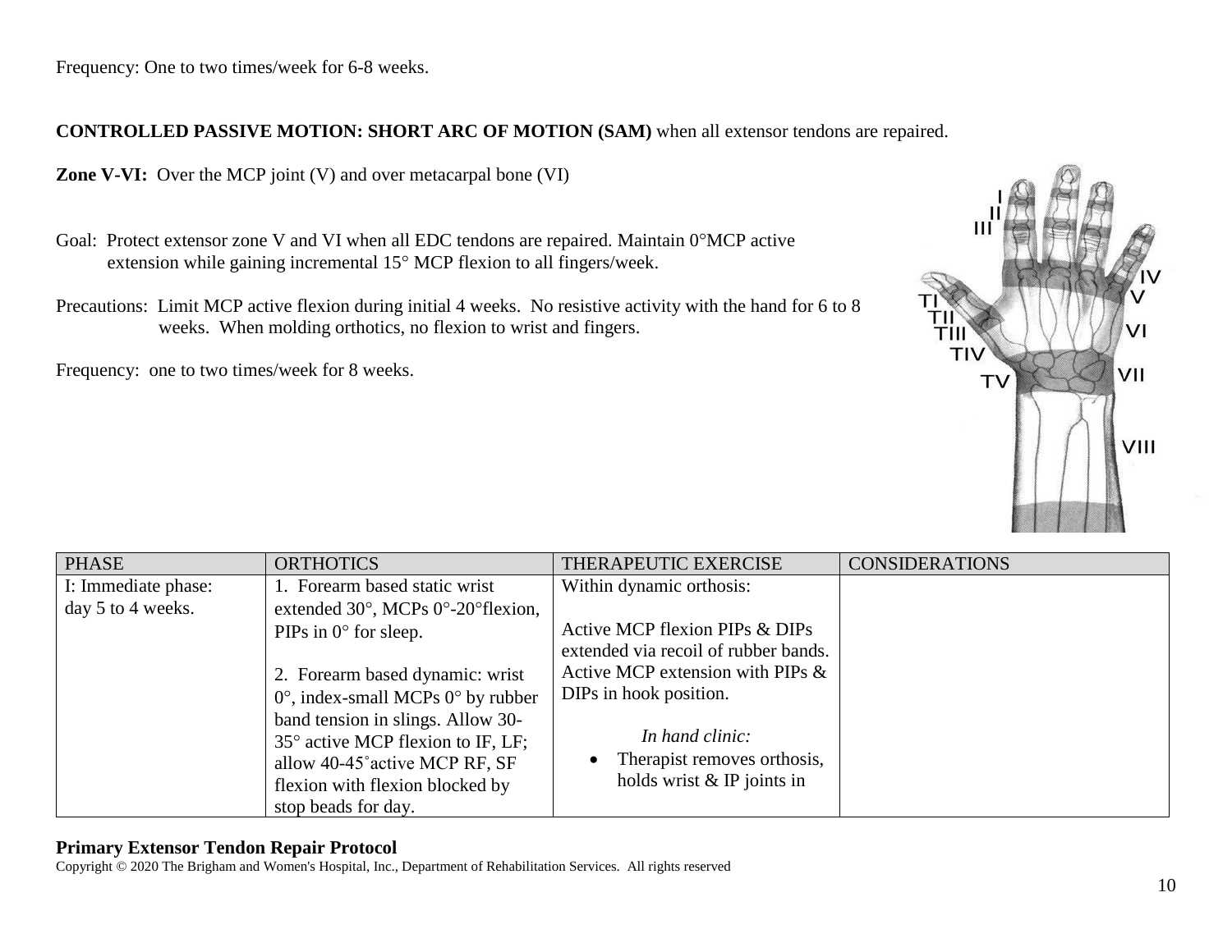Frequency: One to two times/week for 6-8 weeks.

**CONTROLLED PASSIVE MOTION: SHORT ARC OF MOTION (SAM)** when all extensor tendons are repaired.

**Zone V-VI:** Over the MCP joint (V) and over metacarpal bone (VI)

Goal: Protect extensor zone V and VI when all EDC tendons are repaired. Maintain 0°MCP active extension while gaining incremental 15° MCP flexion to all fingers/week.

Precautions: Limit MCP active flexion during initial 4 weeks. No resistive activity with the hand for 6 to 8 weeks. When molding orthotics, no flexion to wrist and fingers.

Frequency: one to two times/week for 8 weeks.

| PHASE | ORTHOTICS | THERAPEUTIC EXERCISE | CONSIDERATIONS |
|---|---|---|---|
| I: Immediate phase: day 5 to 4 weeks. | 1. Forearm based static wrist extended 30°, MCPs 0°-20°flexion, PIPs in 0° for sleep.<br><br>2. Forearm based dynamic: wrist 0°, index-small MCPs 0° by rubber band tension in slings. Allow 30-35° active MCP flexion to IF, LF; allow 40-45˚active MCP RF, SF flexion with flexion blocked by stop beads for day. | Within dynamic orthosis:<br><br>Active MCP flexion PIPs & DIPs extended via recoil of rubber bands. Active MCP extension with PIPs & DIPs in hook position.<br><br>*In hand clinic:*<br>• Therapist removes orthosis, holds wrist & IP joints in | |

**Primary Extensor Tendon Repair Protocol**
Copyright © 2020 The Brigham and Women's Hospital, Inc., Department of Rehabilitation Services. All rights reserved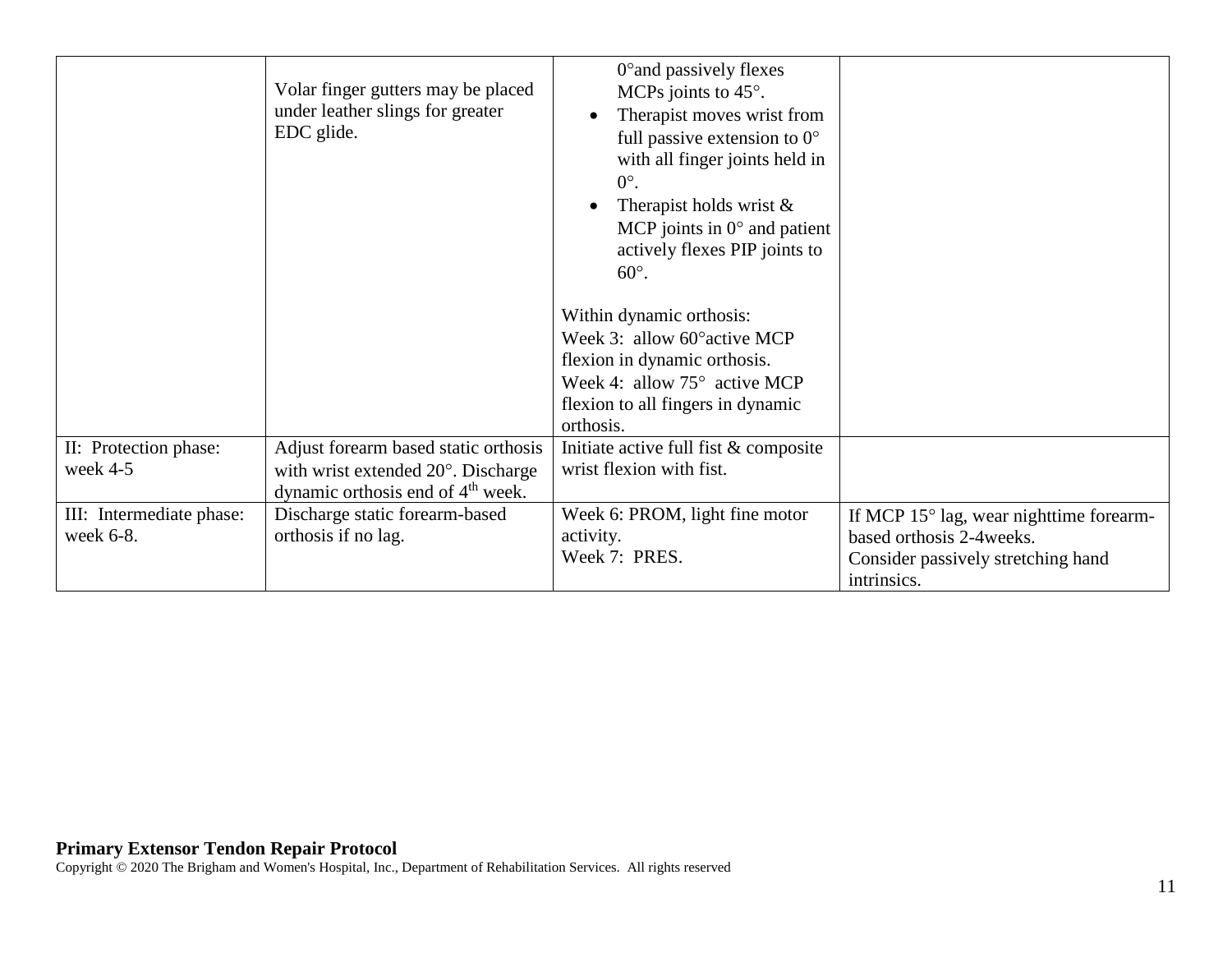| | | | |
|---|---|---|---|
| | Volar finger gutters may be placed under leather slings for greater EDC glide. | 0°and passively flexes MCPs joints to 45°.<br>• Therapist moves wrist from full passive extension to 0° with all finger joints held in 0°.<br>• Therapist holds wrist & MCP joints in 0° and patient actively flexes PIP joints to 60°.<br><br>Within dynamic orthosis:<br>Week 3: allow 60°active MCP flexion in dynamic orthosis.<br>Week 4: allow 75° active MCP flexion to all fingers in dynamic orthosis. | |
| II: Protection phase: week 4-5 | Adjust forearm based static orthosis with wrist extended 20°. Discharge dynamic orthosis end of 4th week. | Initiate active full fist & composite wrist flexion with fist. | |
| III: Intermediate phase: week 6-8. | Discharge static forearm-based orthosis if no lag. | Week 6: PROM, light fine motor activity.<br>Week 7: PRES. | If MCP 15° lag, wear nighttime forearm-based orthosis 2-4weeks.<br>Consider passively stretching hand intrinsics. |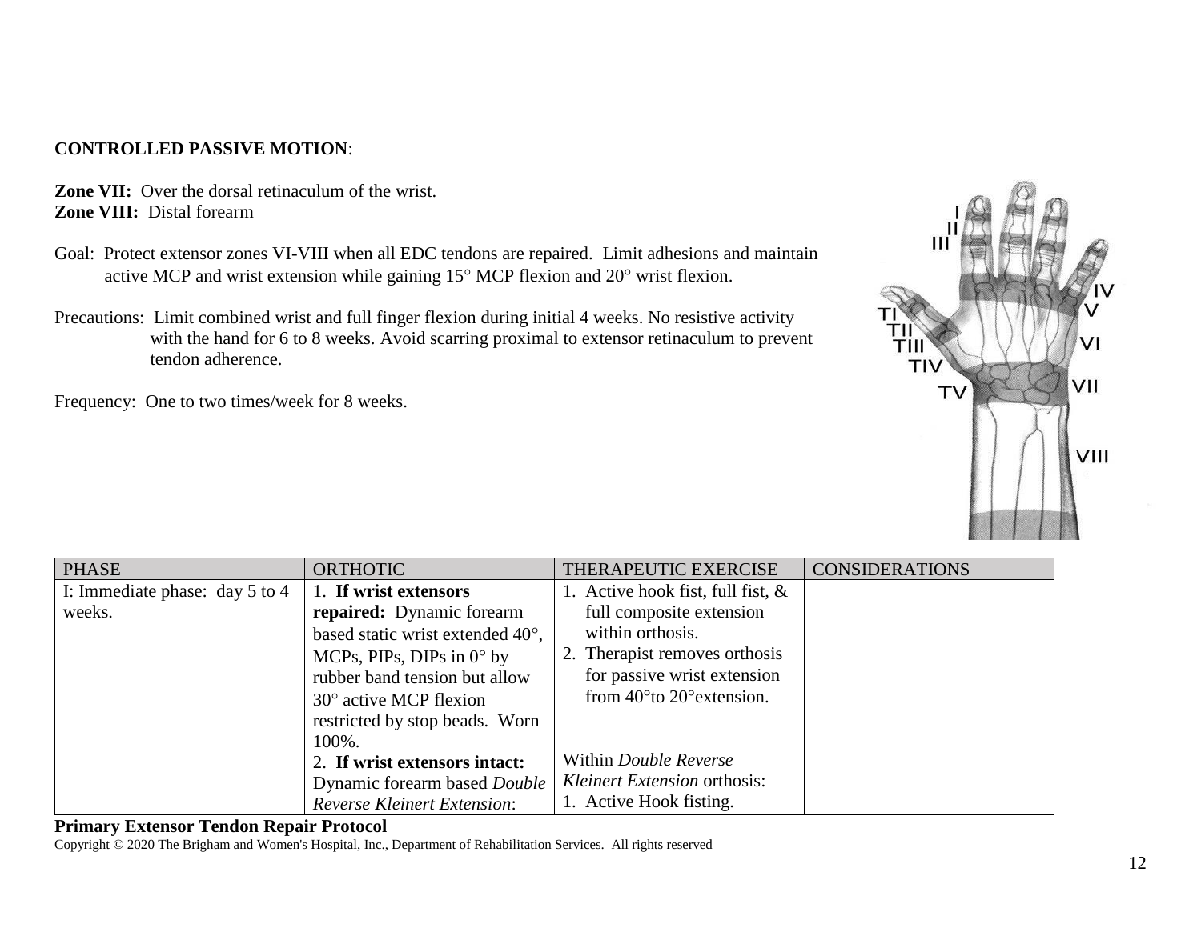**CONTROLLED PASSIVE MOTION**:

**Zone VII:** Over the dorsal retinaculum of the wrist.
**Zone VIII:** Distal forearm

Goal: Protect extensor zones VI-VIII when all EDC tendons are repaired. Limit adhesions and maintain active MCP and wrist extension while gaining 15° MCP flexion and 20° wrist flexion.

Precautions: Limit combined wrist and full finger flexion during initial 4 weeks. No resistive activity with the hand for 6 to 8 weeks. Avoid scarring proximal to extensor retinaculum to prevent tendon adherence.

Frequency: One to two times/week for 8 weeks.

| PHASE | ORTHOTIC | THERAPEUTIC EXERCISE | CONSIDERATIONS |
|---|---|---|---|
| I: Immediate phase: day 5 to 4 weeks. | 1. **If wrist extensors repaired:** Dynamic forearm based static wrist extended 40°, MCPs, PIPs, DIPs in 0° by rubber band tension but allow 30° active MCP flexion restricted by stop beads. Worn 100%.<br>2. **If wrist extensors intact:** Dynamic forearm based *Double Reverse Kleinert Extension*: | 1. Active hook fist, full fist, & full composite extension within orthosis.<br>2. Therapist removes orthosis for passive wrist extension from 40° to 20° extension.<br><br>Within *Double Reverse Kleinert Extension* orthosis:<br>1. Active Hook fisting. | |

**Primary Extensor Tendon Repair Protocol**
Copyright © 2020 The Brigham and Women's Hospital, Inc., Department of Rehabilitation Services. All rights reserved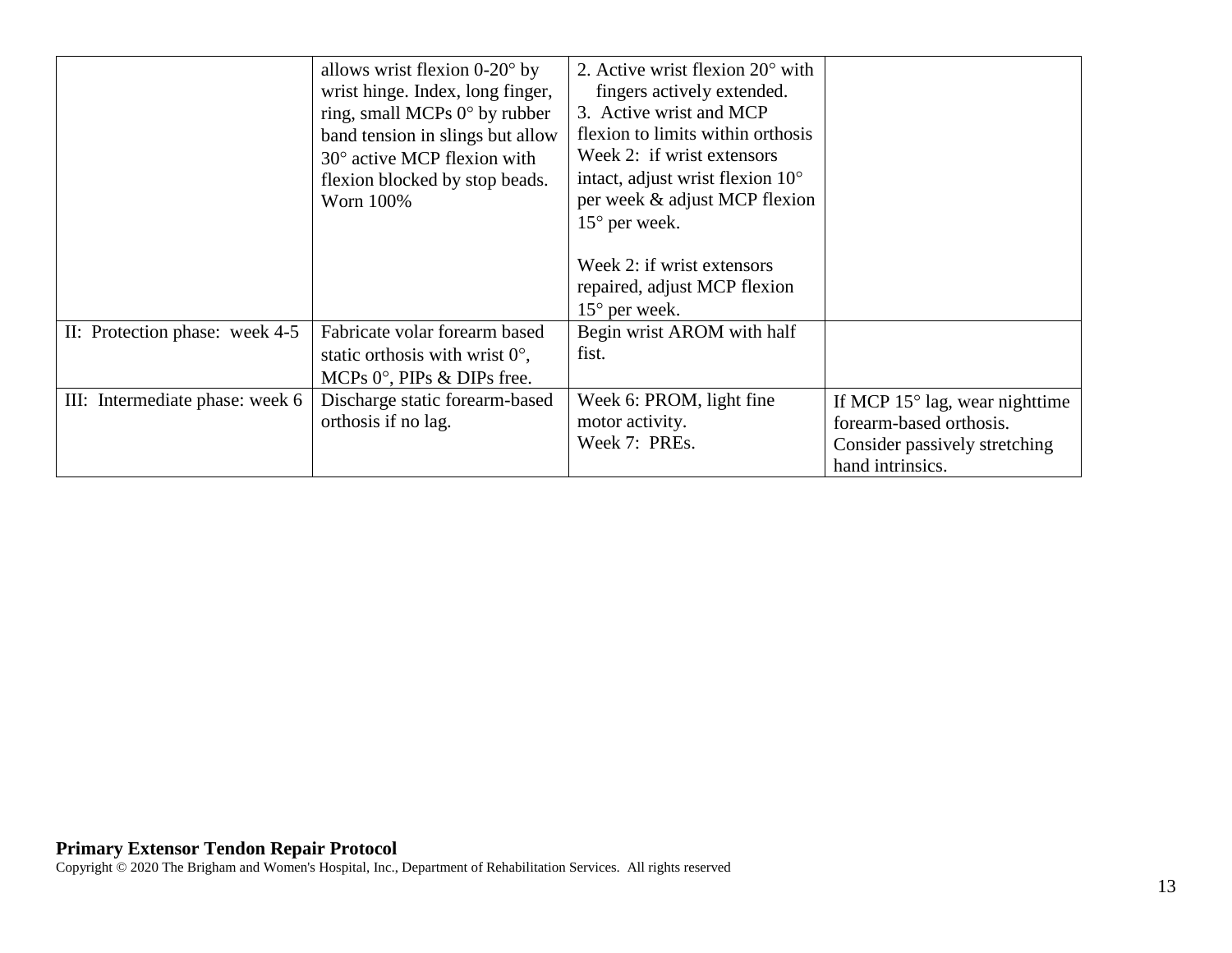| | | | |
|---|---|---|---|
| | allows wrist flexion 0-20° by wrist hinge. Index, long finger, ring, small MCPs 0° by rubber band tension in slings but allow 30° active MCP flexion with flexion blocked by stop beads. Worn 100% | 2. Active wrist flexion 20° with fingers actively extended.<br>3. Active wrist and MCP flexion to limits within orthosis<br>Week 2: if wrist extensors intact, adjust wrist flexion 10° per week & adjust MCP flexion 15° per week.<br><br>Week 2: if wrist extensors repaired, adjust MCP flexion 15° per week. | |
| II: Protection phase: week 4-5 | Fabricate volar forearm based static orthosis with wrist 0°, MCPs 0°, PIPs & DIPs free. | Begin wrist AROM with half fist. | |
| III: Intermediate phase: week 6 | Discharge static forearm-based orthosis if no lag. | Week 6: PROM, light fine motor activity.<br>Week 7: PREs. | If MCP 15° lag, wear nighttime forearm-based orthosis. Consider passively stretching hand intrinsics. |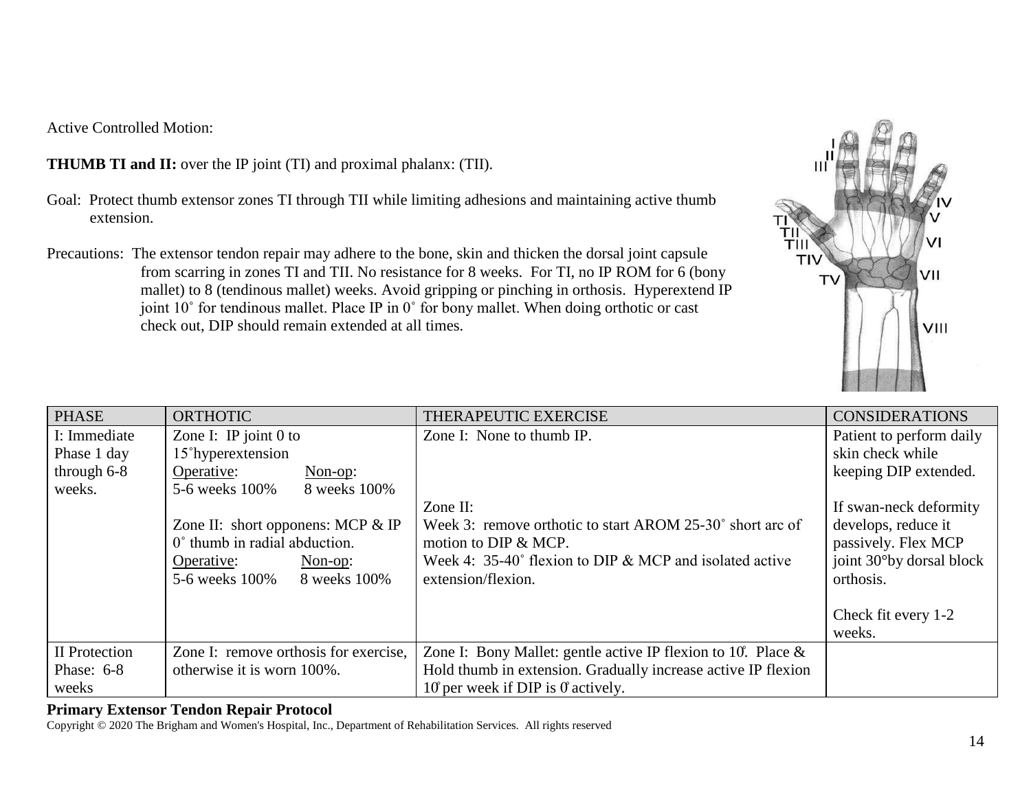Active Controlled Motion:

**THUMB TI and II:** over the IP joint (TI) and proximal phalanx: (TII).

Goal: Protect thumb extensor zones TI through TII while limiting adhesions and maintaining active thumb extension.

Precautions: The extensor tendon repair may adhere to the bone, skin and thicken the dorsal joint capsule from scarring in zones TI and TII. No resistance for 8 weeks. For TI, no IP ROM for 6 (bony mallet) to 8 (tendinous mallet) weeks. Avoid gripping or pinching in orthosis. Hyperextend IP joint 10˚ for tendinous mallet. Place IP in 0˚ for bony mallet. When doing orthotic or cast check out, DIP should remain extended at all times.

| PHASE | ORTHOTIC | THERAPEUTIC EXERCISE | CONSIDERATIONS |
|---|---|---|---|
| I: Immediate Phase 1 day through 6-8 weeks. | Zone I: IP joint 0 to 15˚hyperextension<br>Operative: 5-6 weeks 100% Non-op: 8 weeks 100%<br><br>Zone II: short opponens: MCP & IP 0˚ thumb in radial abduction.<br>Operative: 5-6 weeks 100% Non-op: 8 weeks 100% | Zone I: None to thumb IP.<br><br>Zone II:<br>Week 3: remove orthotic to start AROM 25-30˚ short arc of motion to DIP & MCP.<br>Week 4: 35-40˚ flexion to DIP & MCP and isolated active extension/flexion. | Patient to perform daily skin check while keeping DIP extended.<br><br>If swan-neck deformity develops, reduce it passively. Flex MCP joint 30°by dorsal block orthosis.<br><br>Check fit every 1-2 weeks. |
| II Protection Phase: 6-8 weeks | Zone I: remove orthosis for exercise, otherwise it is worn 100%. | Zone I: Bony Mallet: gentle active IP flexion to 10̊. Place & Hold thumb in extension. Gradually increase active IP flexion 10̊ per week if DIP is 0̊ actively. | |

**Primary Extensor Tendon Repair Protocol**
Copyright © 2020 The Brigham and Women's Hospital, Inc., Department of Rehabilitation Services. All rights reserved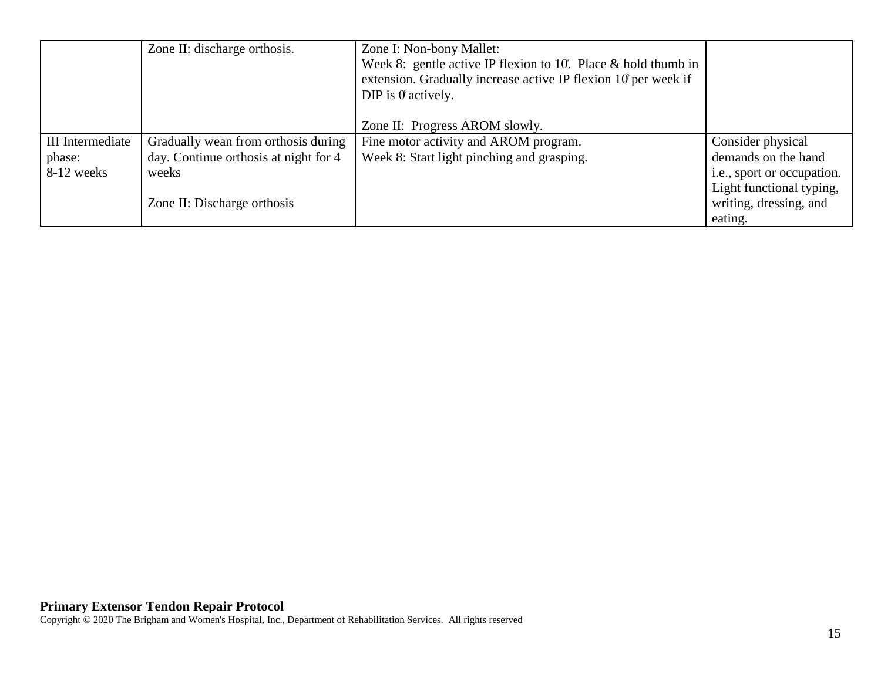| | | | |
|---|---|---|---|
| | Zone II: discharge orthosis. | Zone I: Non-bony Mallet:<br>Week 8: gentle active IP flexion to 10°. Place & hold thumb in extension. Gradually increase active IP flexion 10° per week if DIP is 0° actively.<br><br>Zone II: Progress AROM slowly. | |
| III Intermediate phase:<br>8-12 weeks | Gradually wean from orthosis during day. Continue orthosis at night for 4 weeks<br><br>Zone II: Discharge orthosis | Fine motor activity and AROM program.<br>Week 8: Start light pinching and grasping. | Consider physical demands on the hand i.e., sport or occupation. Light functional typing, writing, dressing, and eating. |

**Primary Extensor Tendon Repair Protocol**
Copyright © 2020 The Brigham and Women's Hospital, Inc., Department of Rehabilitation Services. All rights reserved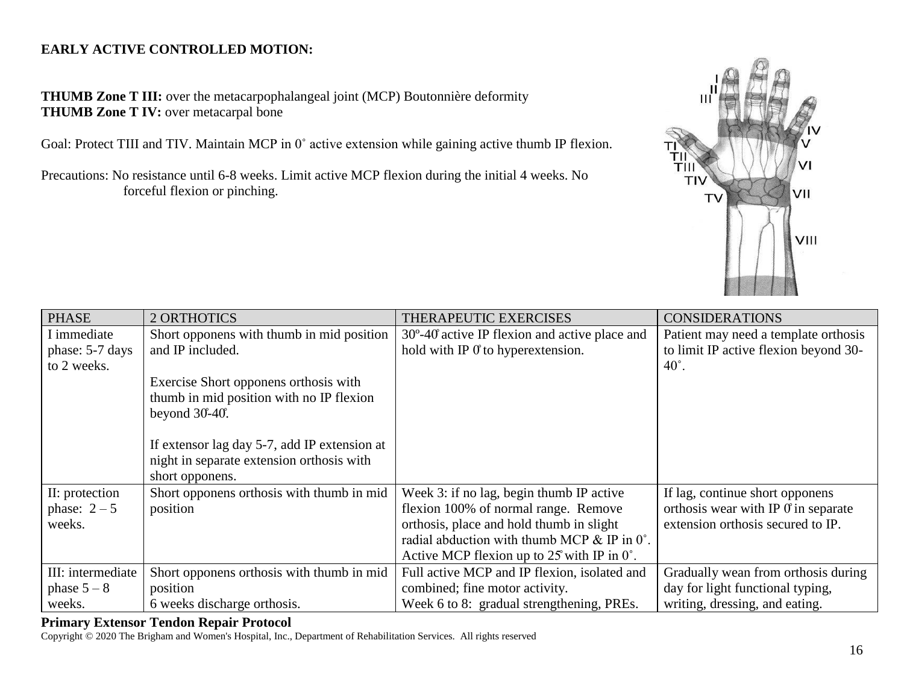**EARLY ACTIVE CONTROLLED MOTION:**

**THUMB Zone T III:** over the metacarpophalangeal joint (MCP) Boutonnière deformity
**THUMB Zone T IV:** over metacarpal bone

Goal: Protect TIII and TIV. Maintain MCP in 0˚ active extension while gaining active thumb IP flexion.

Precautions: No resistance until 6-8 weeks. Limit active MCP flexion during the initial 4 weeks. No forceful flexion or pinching.

| PHASE | 2 ORTHOTICS | THERAPEUTIC EXERCISES | CONSIDERATIONS |
|---|---|---|---|
| I immediate phase: 5-7 days to 2 weeks. | Short opponens with thumb in mid position and IP included.<br><br>Exercise Short opponens orthosis with thumb in mid position with no IP flexion beyond 30̊-40̊.<br><br>If extensor lag day 5-7, add IP extension at night in separate extension orthosis with short opponens. | 30º-40̊ active IP flexion and active place and hold with IP 0̊ to hyperextension. | Patient may need a template orthosis to limit IP active flexion beyond 30-40˚. |
| II: protection phase: 2 – 5 weeks. | Short opponens orthosis with thumb in mid position | Week 3: if no lag, begin thumb IP active flexion 100% of normal range. Remove orthosis, place and hold thumb in slight radial abduction with thumb MCP & IP in 0˚. Active MCP flexion up to 25̊ with IP in 0˚. | If lag, continue short opponens orthosis wear with IP 0̊ in separate extension orthosis secured to IP. |
| III: intermediate phase 5 – 8 weeks. | Short opponens orthosis with thumb in mid position<br>6 weeks discharge orthosis. | Full active MCP and IP flexion, isolated and combined; fine motor activity.<br>Week 6 to 8: gradual strengthening, PREs. | Gradually wean from orthosis during day for light functional typing, writing, dressing, and eating. |

**Primary Extensor Tendon Repair Protocol**
Copyright © 2020 The Brigham and Women's Hospital, Inc., Department of Rehabilitation Services. All rights reserved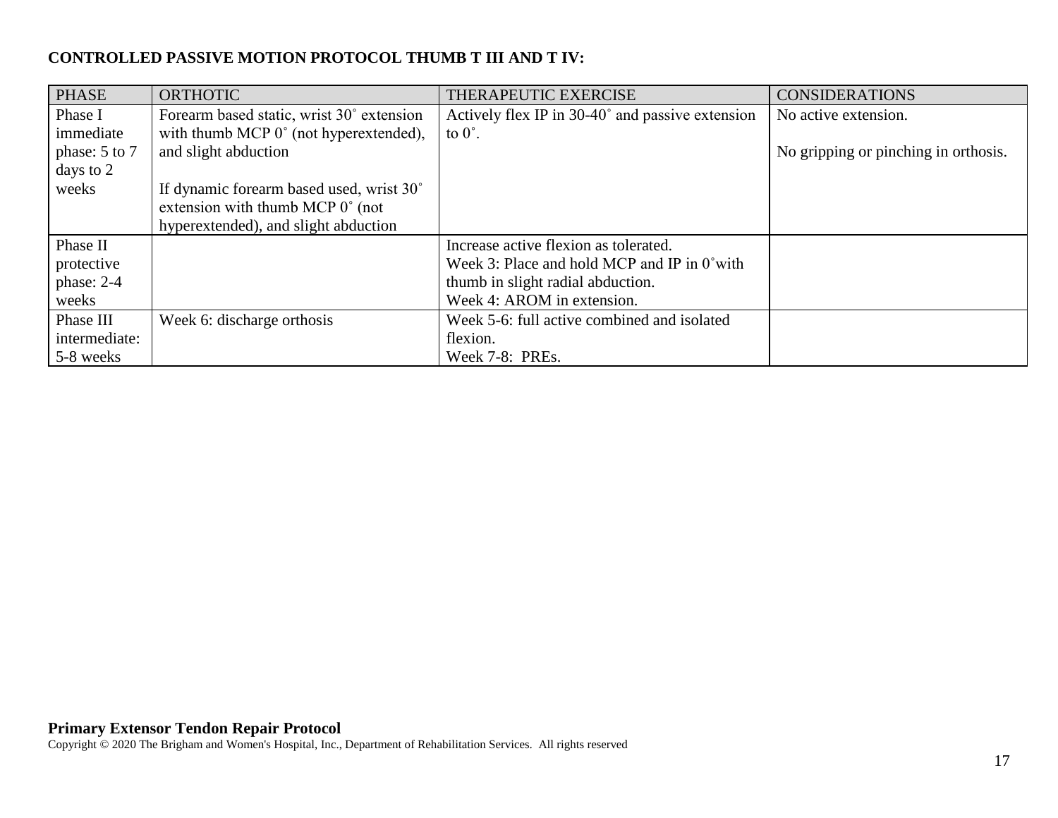**CONTROLLED PASSIVE MOTION PROTOCOL THUMB T III AND T IV:**

| PHASE | ORTHOTIC | THERAPEUTIC EXERCISE | CONSIDERATIONS |
| --- | --- | --- | --- |
| Phase I immediate phase: 5 to 7 days to 2 weeks | Forearm based static, wrist 30˚ extension with thumb MCP 0˚ (not hyperextended), and slight abduction<br><br>If dynamic forearm based used, wrist 30˚ extension with thumb MCP 0˚ (not hyperextended), and slight abduction | Actively flex IP in 30-40˚ and passive extension to 0˚. | No active extension.<br><br>No gripping or pinching in orthosis. |
| Phase II protective phase: 2-4 weeks | | Increase active flexion as tolerated.<br>Week 3: Place and hold MCP and IP in 0˚with thumb in slight radial abduction.<br>Week 4: AROM in extension. | |
| Phase III intermediate: 5-8 weeks | Week 6: discharge orthosis | Week 5-6: full active combined and isolated flexion.<br>Week 7-8: PREs. | |

**Primary Extensor Tendon Repair Protocol**
Copyright © 2020 The Brigham and Women's Hospital, Inc., Department of Rehabilitation Services. All rights reserved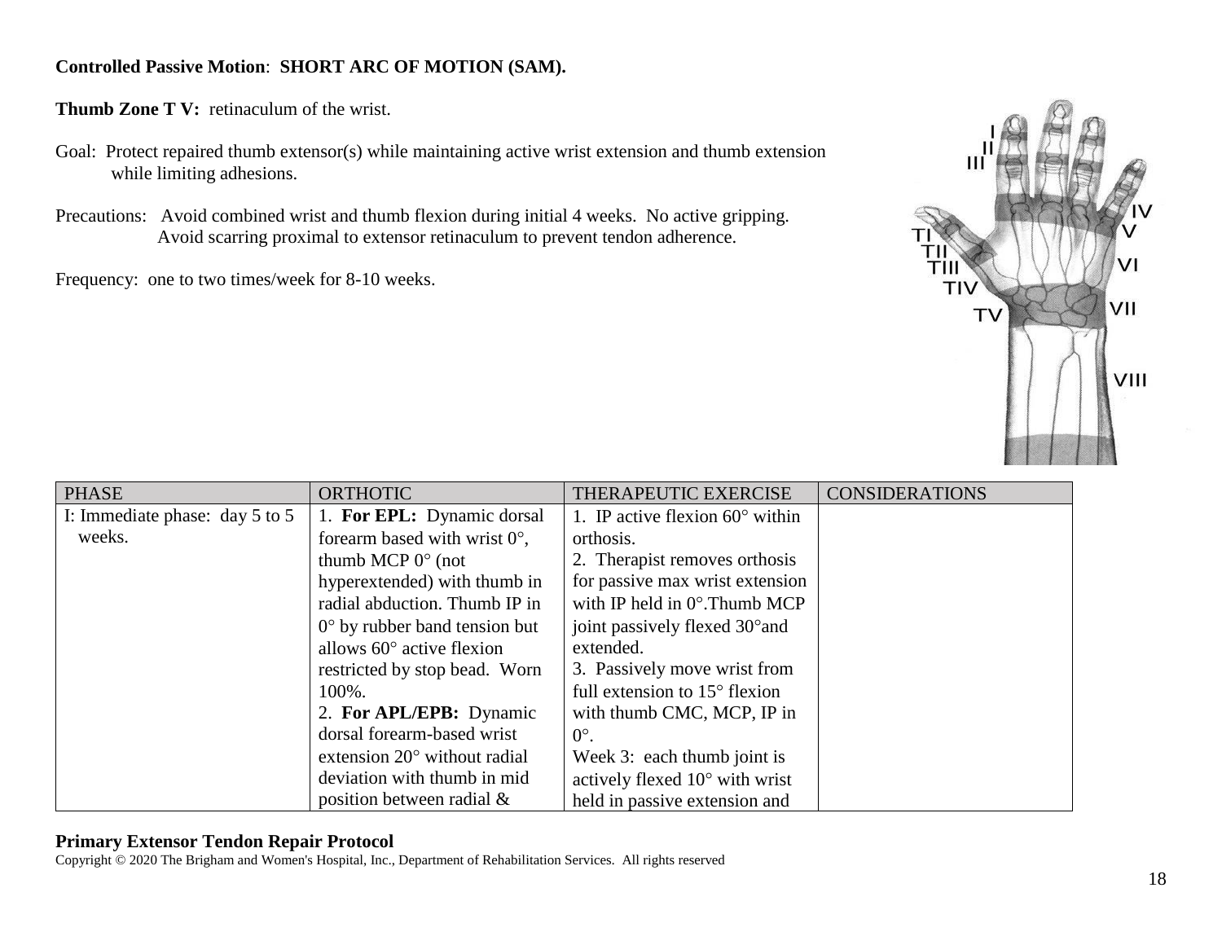**Controlled Passive Motion**: **SHORT ARC OF MOTION (SAM).**

**Thumb Zone T V:** retinaculum of the wrist.

Goal: Protect repaired thumb extensor(s) while maintaining active wrist extension and thumb extension while limiting adhesions.

Precautions: Avoid combined wrist and thumb flexion during initial 4 weeks. No active gripping. Avoid scarring proximal to extensor retinaculum to prevent tendon adherence.

Frequency: one to two times/week for 8-10 weeks.

| PHASE | ORTHOTIC | THERAPEUTIC EXERCISE | CONSIDERATIONS |
|---|---|---|---|
| I: Immediate phase: day 5 to 5 weeks. | 1. **For EPL:** Dynamic dorsal forearm based with wrist 0°, thumb MCP 0° (not hyperextended) with thumb in radial abduction. Thumb IP in 0° by rubber band tension but allows 60° active flexion restricted by stop bead. Worn 100%.<br>2. **For APL/EPB:** Dynamic dorsal forearm-based wrist extension 20° without radial deviation with thumb in mid position between radial & | 1. IP active flexion 60° within orthosis.<br>2. Therapist removes orthosis for passive max wrist extension with IP held in 0°.Thumb MCP joint passively flexed 30°and extended.<br>3. Passively move wrist from full extension to 15° flexion with thumb CMC, MCP, IP in 0°.<br>Week 3: each thumb joint is actively flexed 10° with wrist held in passive extension and | |

**Primary Extensor Tendon Repair Protocol**
Copyright © 2020 The Brigham and Women's Hospital, Inc., Department of Rehabilitation Services. All rights reserved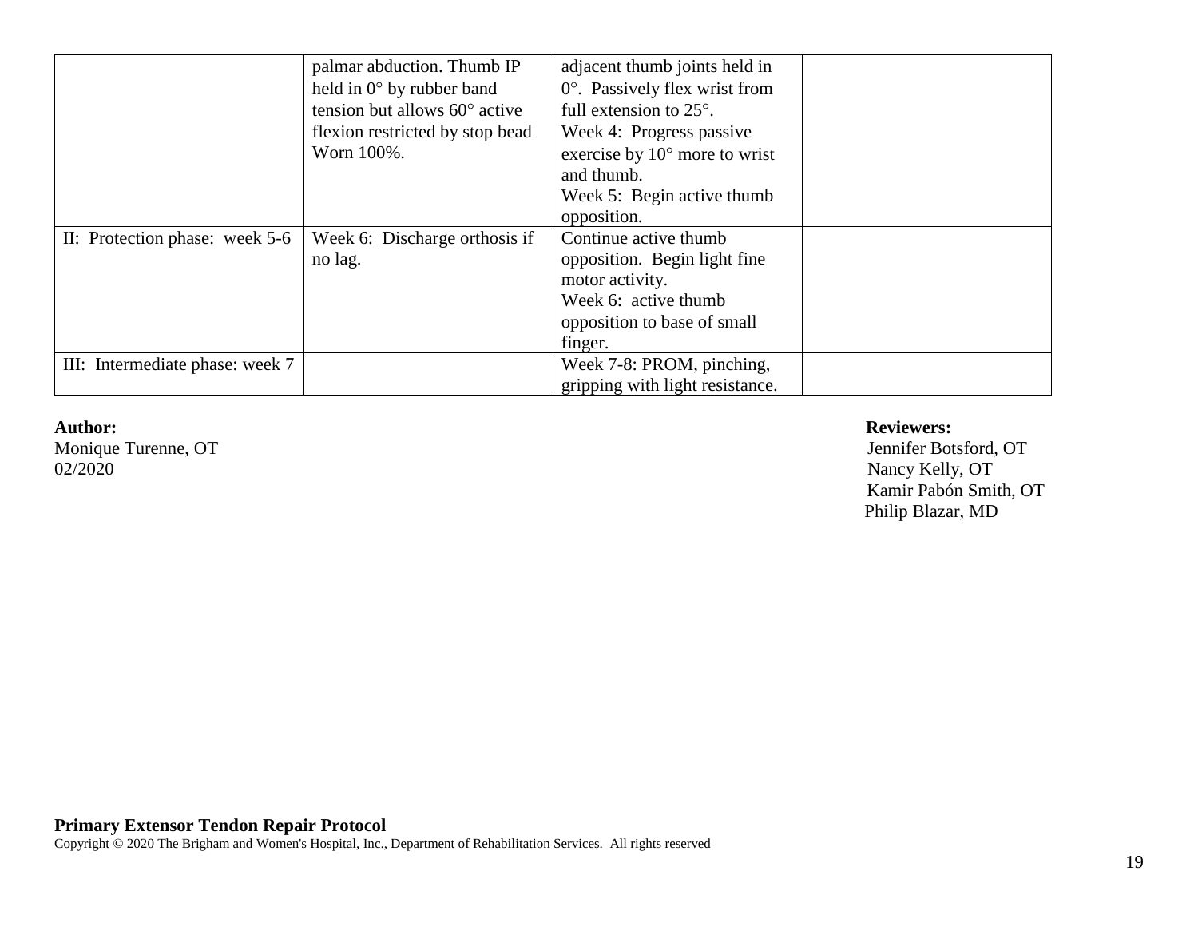| | | | |
|---|---|---|---|
| | palmar abduction. Thumb IP held in 0° by rubber band tension but allows 60° active flexion restricted by stop bead Worn 100%. | adjacent thumb joints held in 0°. Passively flex wrist from full extension to 25°.<br>Week 4: Progress passive exercise by 10° more to wrist and thumb.<br>Week 5: Begin active thumb opposition. | |
| II: Protection phase: week 5-6 | Week 6: Discharge orthosis if no lag. | Continue active thumb opposition. Begin light fine motor activity.<br>Week 6: active thumb opposition to base of small finger. | |
| III: Intermediate phase: week 7 | | Week 7-8: PROM, pinching, gripping with light resistance. | |

**Author:**
Monique Turenne, OT
02/2020

**Reviewers:**
Jennifer Botsford, OT
Nancy Kelly, OT
Kamir Pabón Smith, OT
Philip Blazar, MD

**Primary Extensor Tendon Repair Protocol**
Copyright © 2020 The Brigham and Women's Hospital, Inc., Department of Rehabilitation Services. All rights reserved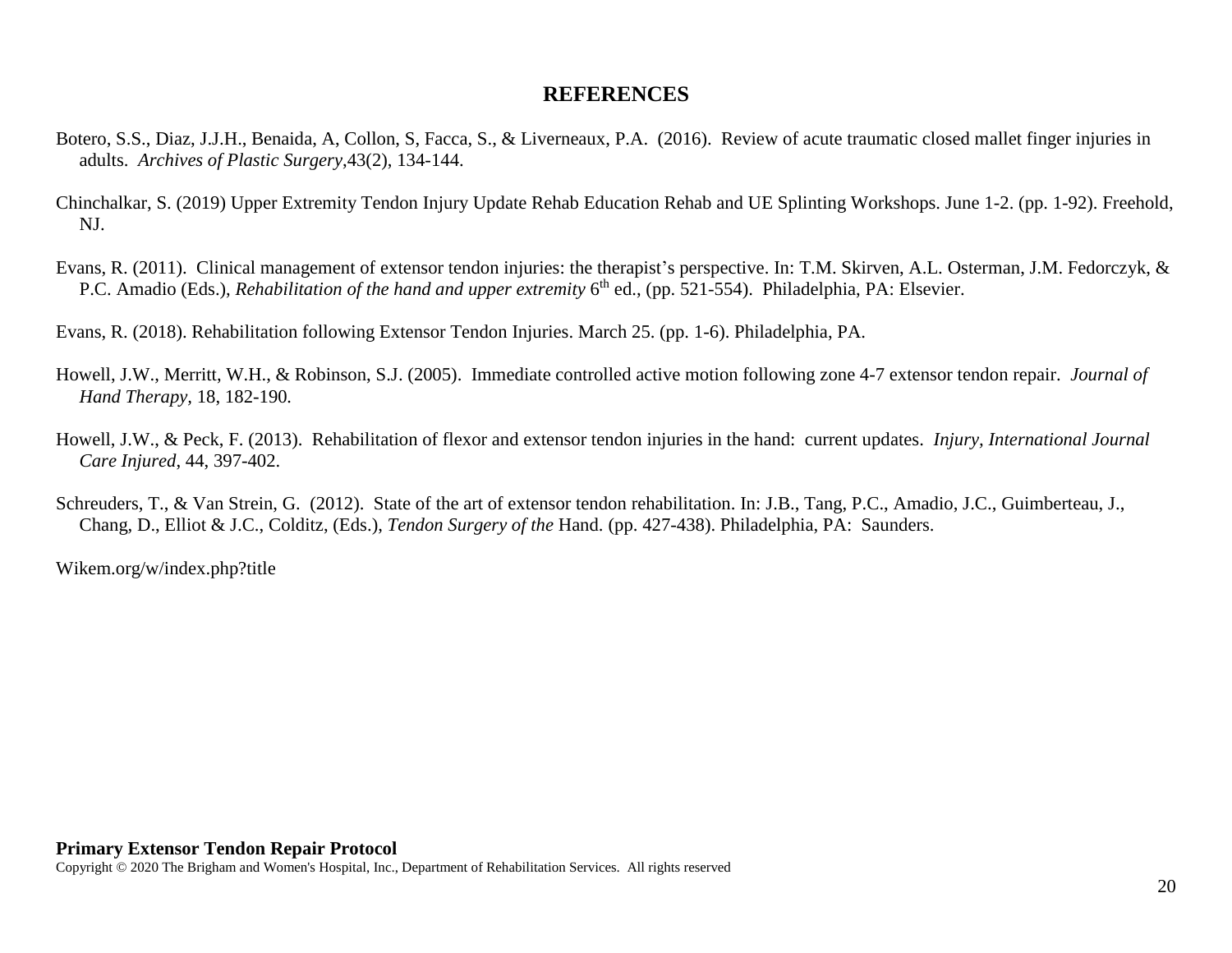## REFERENCES

Botero, S.S., Diaz, J.J.H., Benaida, A, Collon, S, Facca, S., & Liverneaux, P.A. (2016). Review of acute traumatic closed mallet finger injuries in adults. *Archives of Plastic Surgery*,43(2), 134-144.

Chinchalkar, S. (2019) Upper Extremity Tendon Injury Update Rehab Education Rehab and UE Splinting Workshops. June 1-2. (pp. 1-92). Freehold, NJ.

Evans, R. (2011). Clinical management of extensor tendon injuries: the therapist's perspective. In: T.M. Skirven, A.L. Osterman, J.M. Fedorczyk, & P.C. Amadio (Eds.), *Rehabilitation of the hand and upper extremity* 6th ed., (pp. 521-554). Philadelphia, PA: Elsevier.

Evans, R. (2018). Rehabilitation following Extensor Tendon Injuries. March 25. (pp. 1-6). Philadelphia, PA.

Howell, J.W., Merritt, W.H., & Robinson, S.J. (2005). Immediate controlled active motion following zone 4-7 extensor tendon repair. *Journal of Hand Therapy,* 18, 182-190*.*

Howell, J.W., & Peck, F. (2013). Rehabilitation of flexor and extensor tendon injuries in the hand: current updates. *Injury, International Journal Care Injured*, 44, 397-402.

Schreuders, T., & Van Strein, G. (2012). State of the art of extensor tendon rehabilitation. In: J.B., Tang, P.C., Amadio, J.C., Guimberteau, J., Chang, D., Elliot & J.C., Colditz, (Eds.), *Tendon Surgery of the* Hand. (pp. 427-438). Philadelphia, PA: Saunders.

Wikem.org/w/index.php?title